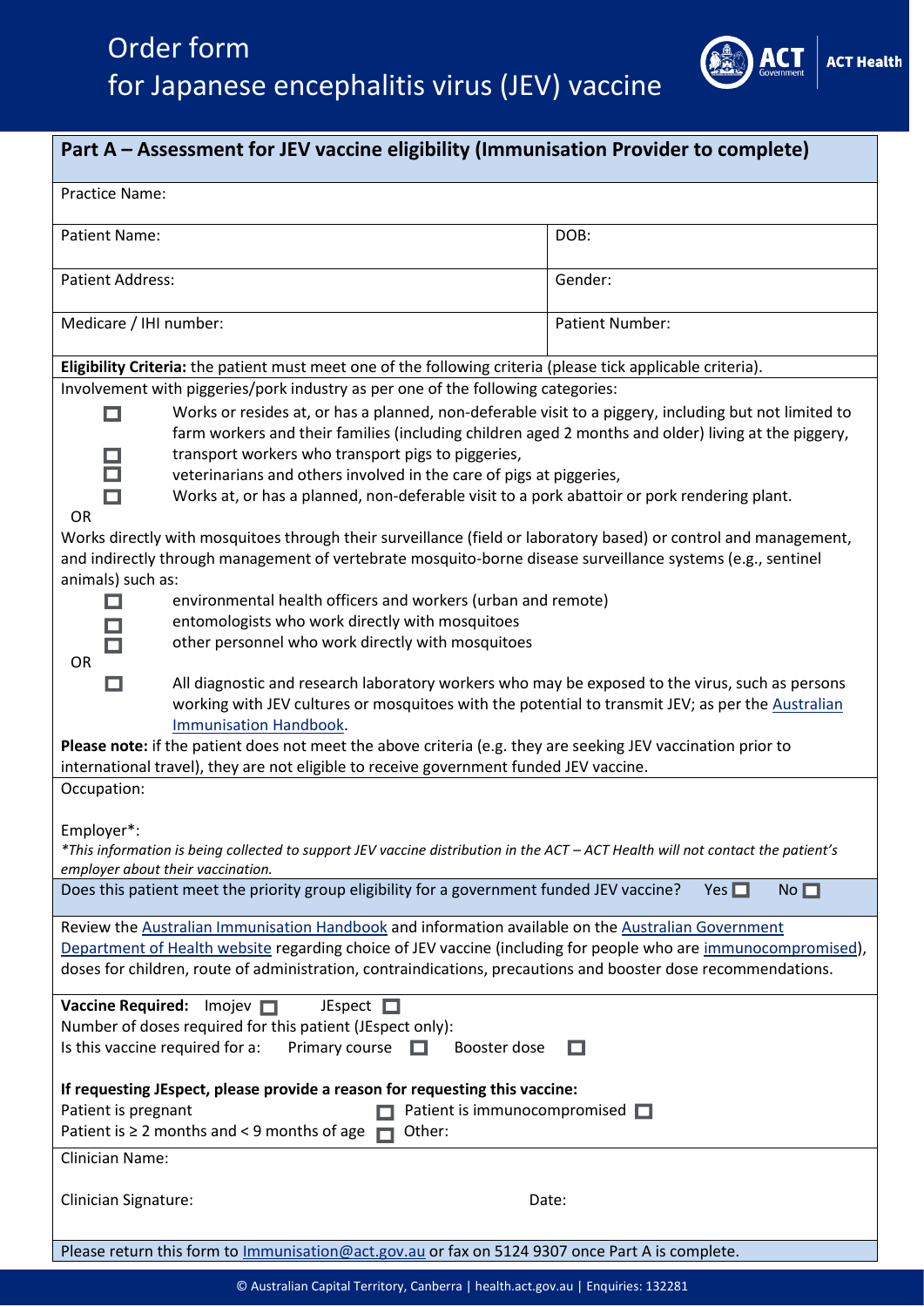# Order form for Japanese encephalitis virus (JEV) vaccine

## Part A – Assessment for JEV vaccine eligibility (Immunisation Provider to complete)

Practice Name:

| Patient Name: | DOB: |
|---|---|
| Patient Address: | Gender: |
| Medicare / IHI number: | Patient Number: |

**Eligibility Criteria:** the patient must meet one of the following criteria (please tick applicable criteria).

Involvement with piggeries/pork industry as per one of the following categories:

- ☐ Works or resides at, or has a planned, non-deferable visit to a piggery, including but not limited to farm workers and their families (including children aged 2 months and older) living at the piggery,
- ☐ transport workers who transport pigs to piggeries,
- ☐ veterinarians and others involved in the care of pigs at piggeries,
- ☐ Works at, or has a planned, non-deferable visit to a pork abattoir or pork rendering plant.

OR

Works directly with mosquitoes through their surveillance (field or laboratory based) or control and management, and indirectly through management of vertebrate mosquito-borne disease surveillance systems (e.g., sentinel animals) such as:

- ☐ environmental health officers and workers (urban and remote)
- ☐ entomologists who work directly with mosquitoes
- ☐ other personnel who work directly with mosquitoes

OR

- ☐ All diagnostic and research laboratory workers who may be exposed to the virus, such as persons working with JEV cultures or mosquitoes with the potential to transmit JEV; as per the Australian Immunisation Handbook.

**Please note:** if the patient does not meet the above criteria (e.g. they are seeking JEV vaccination prior to international travel), they are not eligible to receive government funded JEV vaccine.

Occupation:

Employer*:

*This information is being collected to support JEV vaccine distribution in the ACT – ACT Health will not contact the patient's employer about their vaccination.*

Does this patient meet the priority group eligibility for a government funded JEV vaccine? Yes ☐ No ☐

Review the Australian Immunisation Handbook and information available on the Australian Government Department of Health website regarding choice of JEV vaccine (including for people who are immunocompromised), doses for children, route of administration, contraindications, precautions and booster dose recommendations.

**Vaccine Required:** Imojev ☐ JEspect ☐

Number of doses required for this patient (JEspect only):

Is this vaccine required for a: Primary course ☐ Booster dose ☐

**If requesting JEspect, please provide a reason for requesting this vaccine:**

Patient is pregnant ☐ Patient is immunocompromised ☐

Patient is ≥ 2 months and < 9 months of age ☐ Other:

Clinician Name:

Clinician Signature: Date:

Please return this form to Immunisation@act.gov.au or fax on 5124 9307 once Part A is complete.

© Australian Capital Territory, Canberra | health.act.gov.au | Enquiries: 132281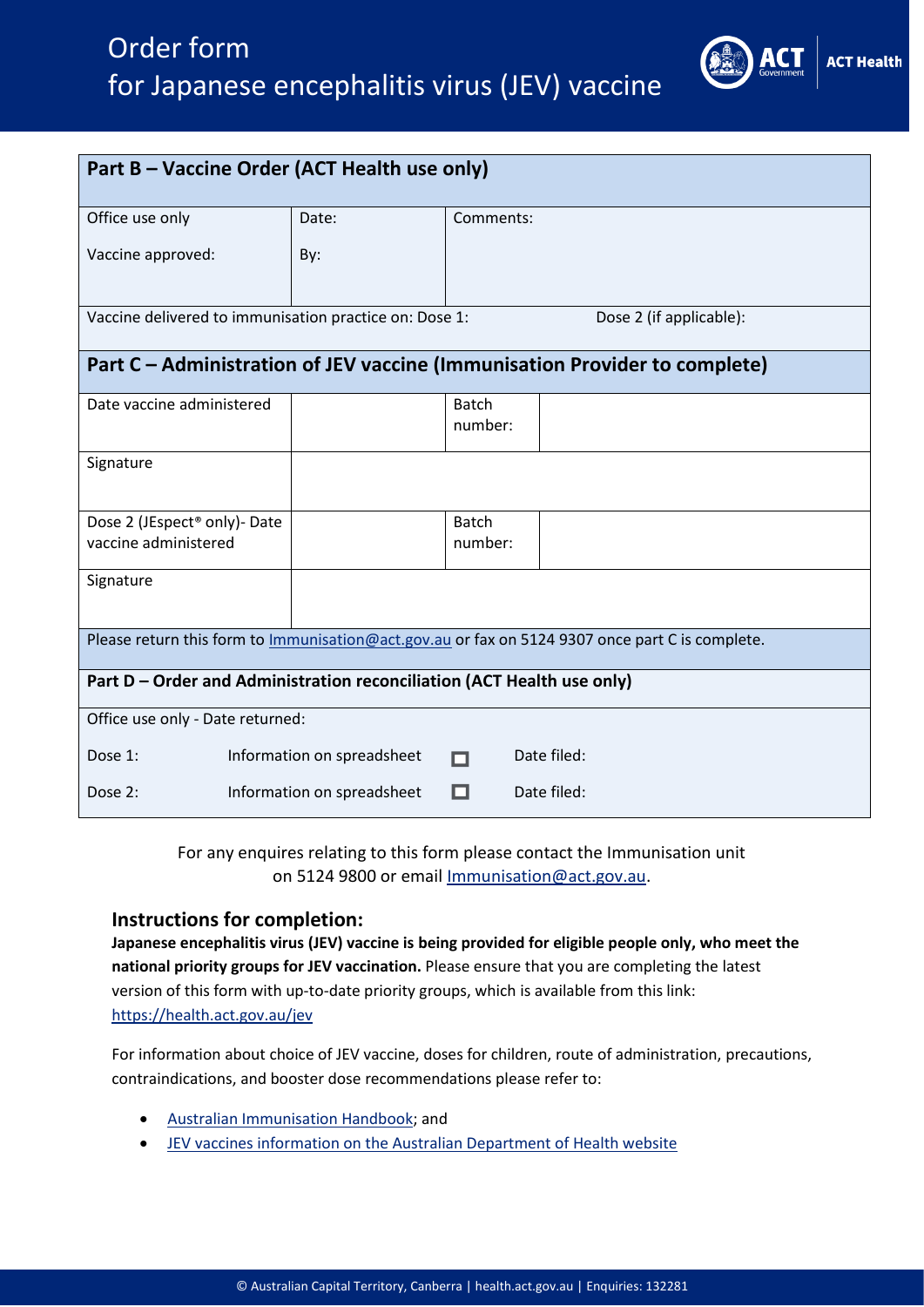# Order form for Japanese encephalitis virus (JEV) vaccine

| **Part B – Vaccine Order (ACT Health use only)** | | | |
|---|---|---|---|
| Office use only<br>Vaccine approved: | Date:<br>By: | Comments: | |
| Vaccine delivered to immunisation practice on: Dose 1: | | Dose 2 (if applicable): | |
| **Part C – Administration of JEV vaccine (Immunisation Provider to complete)** | | | |
| Date vaccine administered | | Batch number: | |
| Signature | | | |
| Dose 2 (JEspect® only)- Date vaccine administered | | Batch number: | |
| Signature | | | |
| Please return this form to Immunisation@act.gov.au or fax on 5124 9307 once part C is complete. | | | |

| **Part D – Order and Administration reconciliation (ACT Health use only)** | | | |
|---|---|---|---|
| Office use only - Date returned: | | | |
| Dose 1: | Information on spreadsheet | ☐ | Date filed: |
| Dose 2: | Information on spreadsheet | ☐ | Date filed: |

For any enquires relating to this form please contact the Immunisation unit on 5124 9800 or email Immunisation@act.gov.au.

## Instructions for completion:

**Japanese encephalitis virus (JEV) vaccine is being provided for eligible people only, who meet the national priority groups for JEV vaccination.** Please ensure that you are completing the latest version of this form with up-to-date priority groups, which is available from this link: https://health.act.gov.au/jev

For information about choice of JEV vaccine, doses for children, route of administration, precautions, contraindications, and booster dose recommendations please refer to:

- Australian Immunisation Handbook; and
- JEV vaccines information on the Australian Department of Health website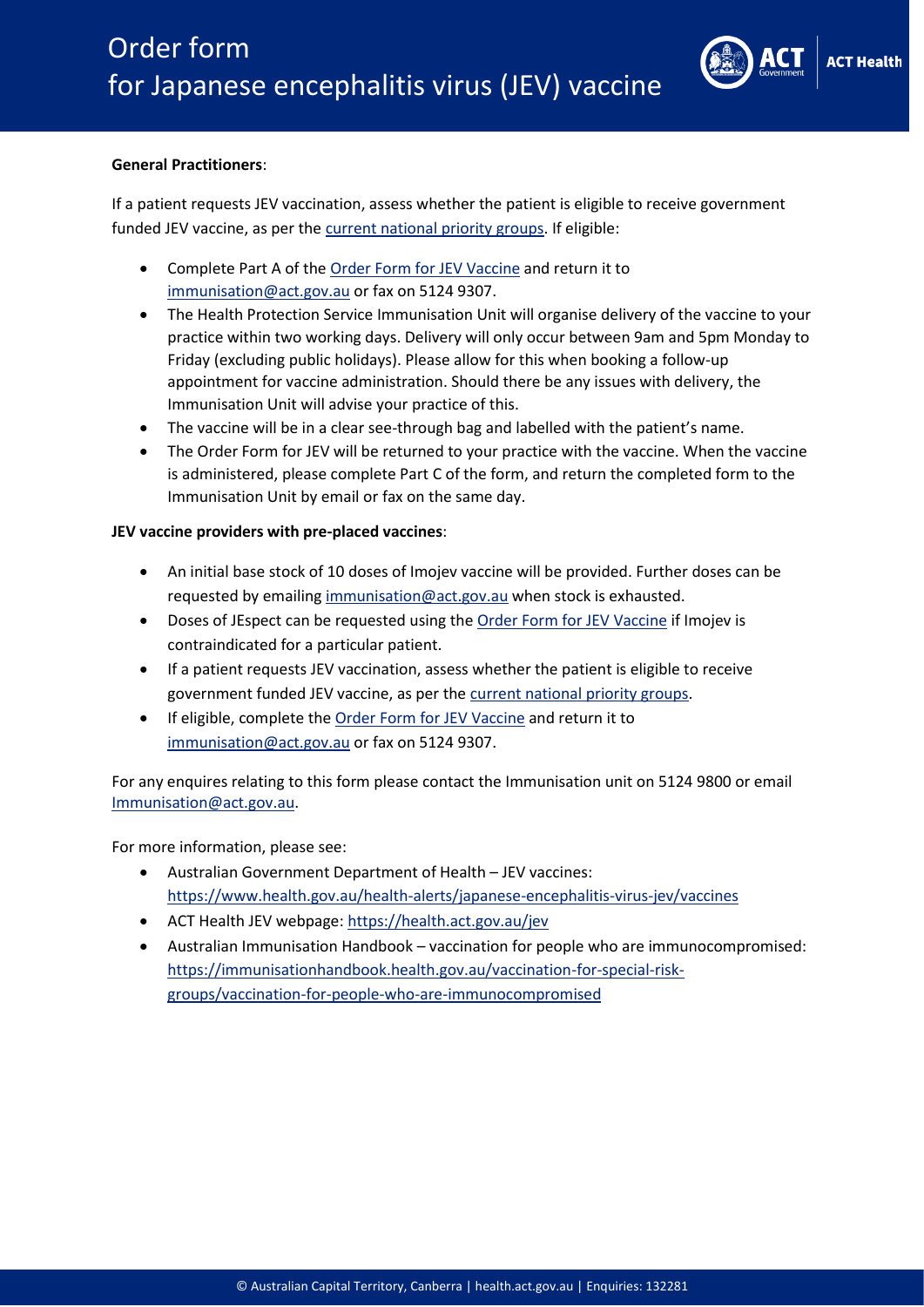# Order form for Japanese encephalitis virus (JEV) vaccine

**General Practitioners**:

If a patient requests JEV vaccination, assess whether the patient is eligible to receive government funded JEV vaccine, as per the current national priority groups. If eligible:

- Complete Part A of the Order Form for JEV Vaccine and return it to immunisation@act.gov.au or fax on 5124 9307.
- The Health Protection Service Immunisation Unit will organise delivery of the vaccine to your practice within two working days. Delivery will only occur between 9am and 5pm Monday to Friday (excluding public holidays). Please allow for this when booking a follow-up appointment for vaccine administration. Should there be any issues with delivery, the Immunisation Unit will advise your practice of this.
- The vaccine will be in a clear see-through bag and labelled with the patient's name.
- The Order Form for JEV will be returned to your practice with the vaccine. When the vaccine is administered, please complete Part C of the form, and return the completed form to the Immunisation Unit by email or fax on the same day.

**JEV vaccine providers with pre-placed vaccines**:

- An initial base stock of 10 doses of Imojev vaccine will be provided. Further doses can be requested by emailing immunisation@act.gov.au when stock is exhausted.
- Doses of JEspect can be requested using the Order Form for JEV Vaccine if Imojev is contraindicated for a particular patient.
- If a patient requests JEV vaccination, assess whether the patient is eligible to receive government funded JEV vaccine, as per the current national priority groups.
- If eligible, complete the Order Form for JEV Vaccine and return it to immunisation@act.gov.au or fax on 5124 9307.

For any enquires relating to this form please contact the Immunisation unit on 5124 9800 or email Immunisation@act.gov.au.

For more information, please see:

- Australian Government Department of Health – JEV vaccines: https://www.health.gov.au/health-alerts/japanese-encephalitis-virus-jev/vaccines
- ACT Health JEV webpage: https://health.act.gov.au/jev
- Australian Immunisation Handbook – vaccination for people who are immunocompromised: https://immunisationhandbook.health.gov.au/vaccination-for-special-risk-groups/vaccination-for-people-who-are-immunocompromised

© Australian Capital Territory, Canberra | health.act.gov.au | Enquiries: 132281